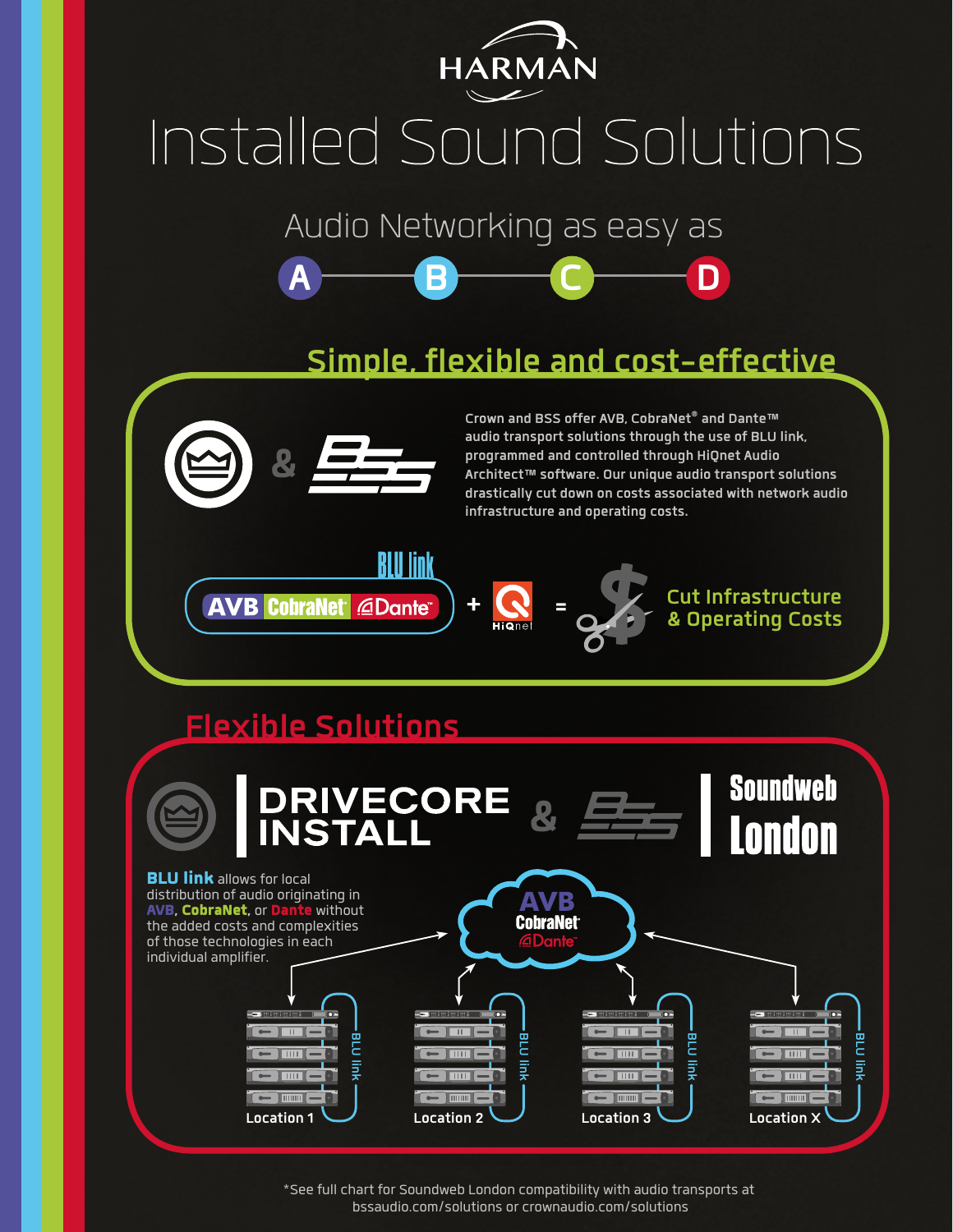HARMAN

# Installed Sound Solutions

## Audio Networking as easy as

A — B — C — D

## Simple, flexible and cost-effective

Crown and BSS offer AVB, CobraNet® and Dante™ audio transport solutions through the use of BLU link, programmed and controlled through HiQnet Audio Architect™ software. Our unique audio transport solutions drastically cut down on costs associated with network audio infrastructure and operating costs.

BLU link

AVB CobraNet Dante + HiQnet = Cut Infrastructure & Operating Costs

## Flexible Solutions

DRIVECORE INSTALL & Soundweb London

**BLU link** allows for local distribution of audio originating in **AVB**, **CobraNet**, or **Dante** without the added costs and complexities of those technologies in each individual amplifier.

AVB CobraNet Dante

Location 1 — BLU link

Location 2 — BLU link

Location 3 — BLU link

Location X — BLU link

*See full chart for Soundweb London compatibility with audio transports at bssaudio.com/solutions or crownaudio.com/solutions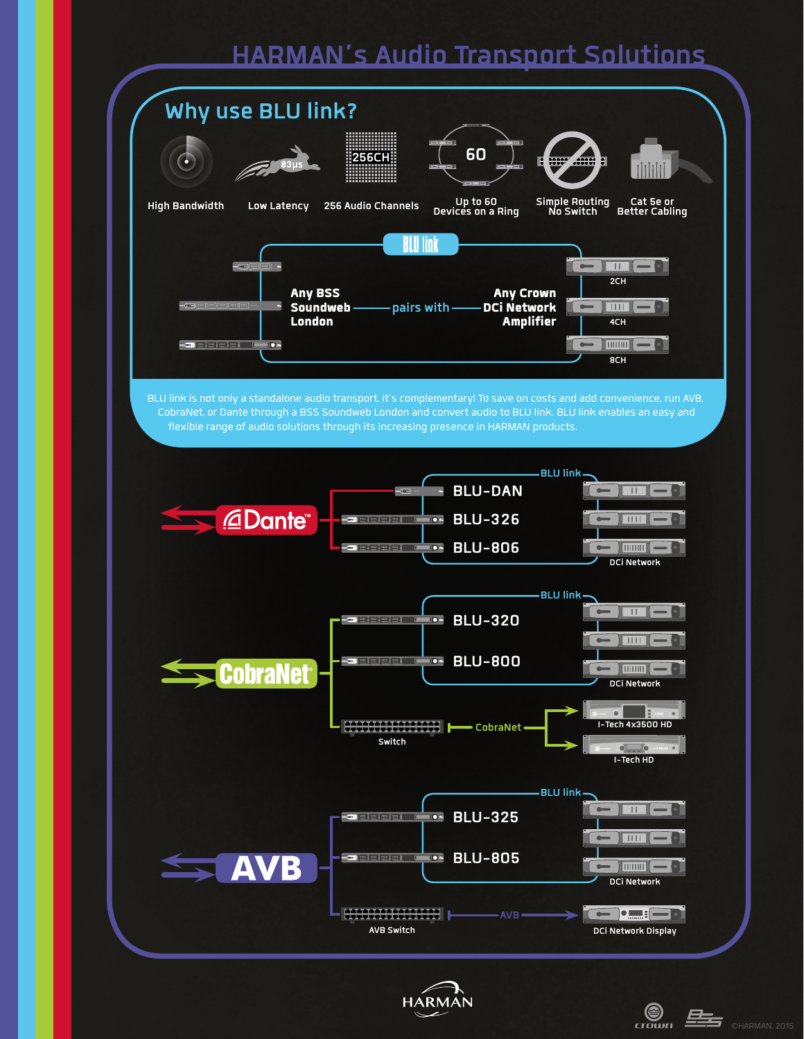# HARMAN's Audio Transport Solutions

## Why use BLU link?

High Bandwidth

83μs

Low Latency

256CH

256 Audio Channels

60

Up to 60 Devices on a Ring

Simple Routing No Switch

Cat 5e or Better Cabling

BLU link

Any BSS Soundweb London pairs with Any Crown DCi Network Amplifier

2CH

4CH

8CH

BLU link is not only a standalone audio transport, it's complementary! To save on costs and add convenience, run AVB, CobraNet, or Dante through a BSS Soundweb London and convert audio to BLU link. BLU link enables an easy and flexible range of audio solutions through its increasing presence in HARMAN products.

Dante™

BLU link

BLU-DAN

BLU-326

BLU-806

DCi Network

CobraNet

BLU link

BLU-320

BLU-800

DCi Network

Switch

CobraNet

I-Tech 4x3500 HD

I-Tech HD

AVB

BLU link

BLU-325

BLU-805

DCi Network

AVB Switch

AVB

DCi Network Display

HARMAN

crown

BSS

©HARMAN, 2015